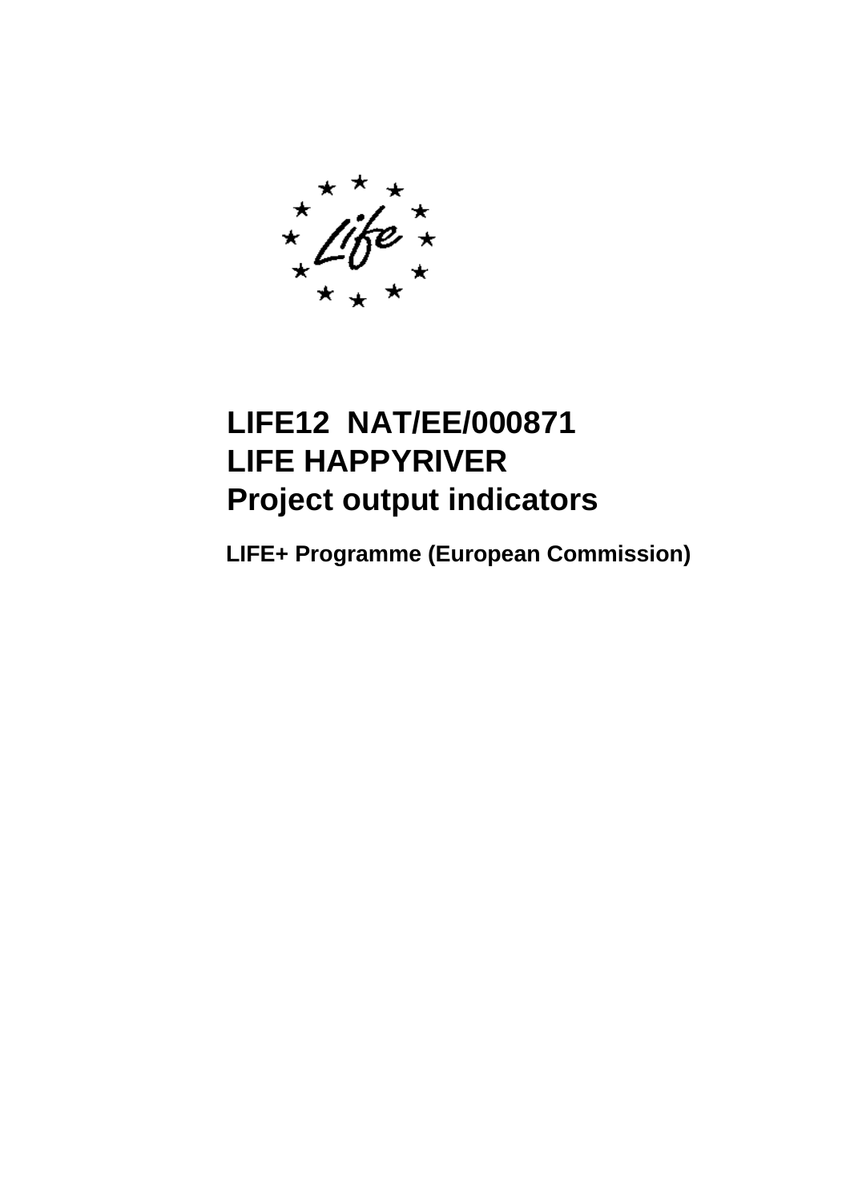# LIFE12 NAT/EE/000871
# LIFE HAPPYRIVER
# Project output indicators

**LIFE+ Programme (European Commission)**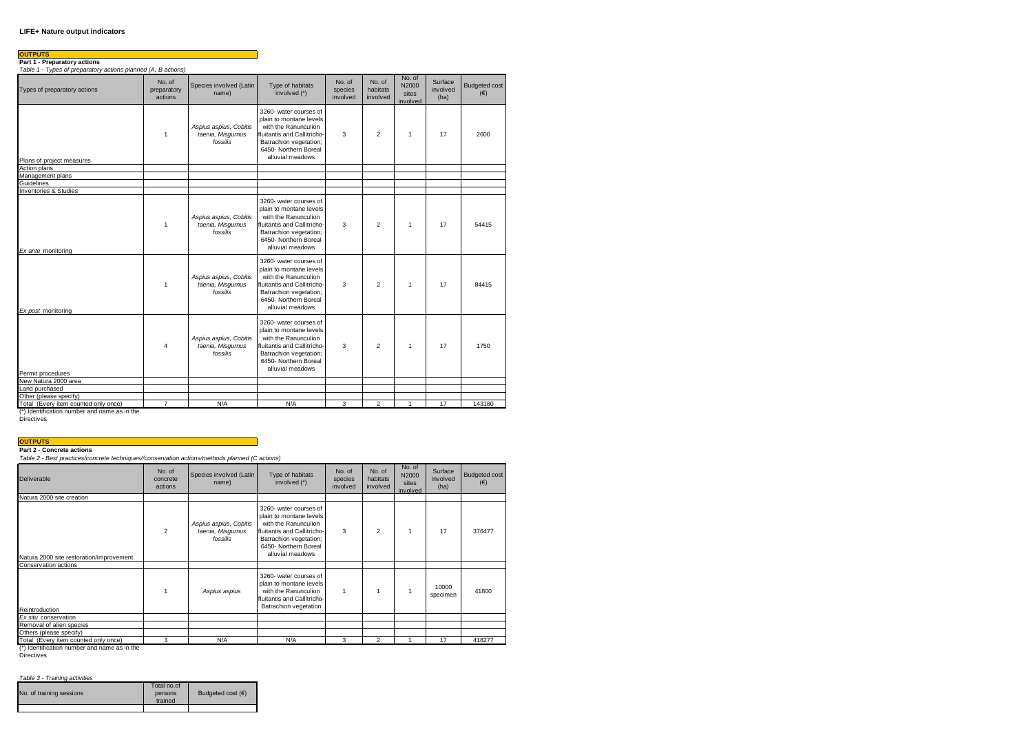**LIFE+ Nature output indicators**

**OUTPUTS**

**Part 1 - Preparatory actions**

*Table 1 - Types of preparatory actions planned (A, B actions)*

| Types of preparatory actions | No. of preparatory actions | Species involved (Latin name) | Type of habitats involved (*) | No. of species involved | No. of habitats involved | No. of N2000 sites involved | Surface involved (ha) | Budgeted cost (€) |
|---|---|---|---|---|---|---|---|---|
| Plans of project measures | 1 | *Aspius aspius, Cobitis taenia, Misgurnus fossilis* | 3260- water courses of plain to montane levels with the Ranunculion fluitantis and Callitricho-Batrachion vegetation; 6450- Northern Boreal alluvial meadows | 3 | 2 | 1 | 17 | 2600 |
| Action plans | | | | | | | | |
| Management plans | | | | | | | | |
| Guidelines | | | | | | | | |
| Inventories & Studies | | | | | | | | |
| *Ex ante* monitoring | 1 | *Aspius aspius, Cobitis taenia, Misgurnus fossilis* | 3260- water courses of plain to montane levels with the Ranunculion fluitantis and Callitricho-Batrachion vegetation; 6450- Northern Boreal alluvial meadows | 3 | 2 | 1 | 17 | 54415 |
| *Ex post* monitoring | 1 | *Aspius aspius, Cobitis taenia, Misgurnus fossilis* | 3260- water courses of plain to montane levels with the Ranunculion fluitantis and Callitricho-Batrachion vegetation; 6450- Northern Boreal alluvial meadows | 3 | 2 | 1 | 17 | 84415 |
| Permit procedures | 4 | *Aspius aspius, Cobitis taenia, Misgurnus fossilis* | 3260- water courses of plain to montane levels with the Ranunculion fluitantis and Callitricho-Batrachion vegetation; 6450- Northern Boreal alluvial meadows | 3 | 2 | 1 | 17 | 1750 |
| New Natura 2000 area | | | | | | | | |
| Land purchased | | | | | | | | |
| Other (please specify) | | | | | | | | |
| Total (Every item counted only once) | 7 | N/A | N/A | 3 | 2 | 1 | 17 | 143180 |

(*) Identification number and name as in the Directives

**OUTPUTS**

**Part 2 - Concrete actions**

*Table 2 - Best practices/concrete techniques//conservation actions/methods planned (C actions)*

| Deliverable | No. of concrete actions | Species involved (Latin name) | Type of habitats involved (*) | No. of species involved | No. of habitats involved | No. of N2000 sites involved | Surface involved (ha) | Budgeted cost (€) |
|---|---|---|---|---|---|---|---|---|
| Natura 2000 site creation | | | | | | | | |
| Natura 2000 site restoration/improvement | 2 | *Aspius aspius, Cobitis taenia, Misgurnus fossilis* | 3260- water courses of plain to montane levels with the Ranunculion fluitantis and Callitricho-Batrachion vegetation; 6450- Northern Boreal alluvial meadows | 3 | 2 | 1 | 17 | 376477 |
| Conservation actions | | | | | | | | |
| Reintroduction | 1 | *Aspius aspius* | 3260- water courses of plain to montane levels with the Ranunculion fluitantis and Callitricho-Batrachion vegetation | 1 | 1 | 1 | 10000 specimen | 41800 |
| *Ex situ* conservation | | | | | | | | |
| Removal of alien species | | | | | | | | |
| Others (please specify) | | | | | | | | |
| Total (Every item counted only once) | 3 | N/A | N/A | 3 | 2 | 1 | 17 | 418277 |

(*) Identification number and name as in the Directives

*Table 3 - Training activities*

| No. of training sessions | Total no.of persons trained | Budgeted cost (€) |
|---|---|---|
| | | |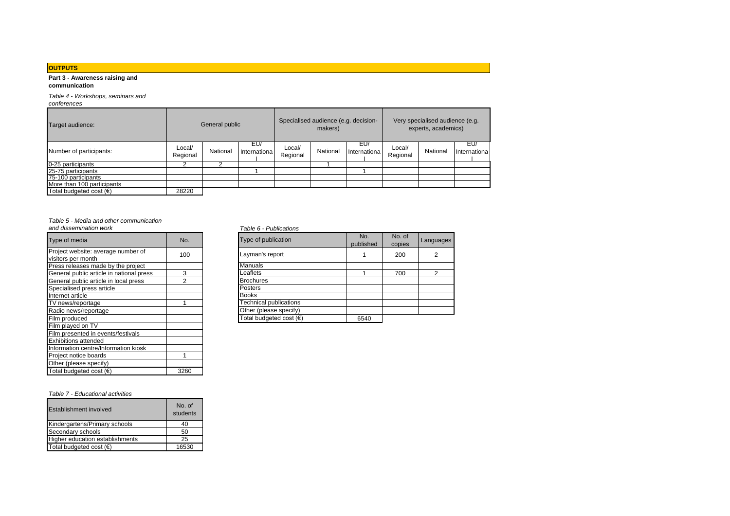## OUTPUTS

**Part 3 - Awareness raising and communication**

*Table 4 - Workshops, seminars and conferences*

| Target audience: | General public | | | Specialised audience (e.g. decision-makers) | | | Very specialised audience (e.g. experts, academics) | | |
|---|---|---|---|---|---|---|---|---|---|
| Number of participants: | Local/ Regional | National | EU/ International | Local/ Regional | National | EU/ International | Local/ Regional | National | EU/ International |
| 0-25 participants | 2 | 2 | | | 1 | | | | |
| 25-75 participants | | | 1 | | | 1 | | | |
| 75-100 participants | | | | | | | | | |
| More than 100 participants | | | | | | | | | |
| Total budgeted cost (€) | 28220 | | | | | | | | |

*Table 5 - Media and other communication and dissemination work*

| Type of media | No. |
|---|---|
| Project website: average number of visitors per month | 100 |
| Press releases made by the project | |
| General public article in national press | 3 |
| General public article in local press | 2 |
| Specialised press article | |
| Internet article | |
| TV news/reportage | 1 |
| Radio news/reportage | |
| Film produced | |
| Film played on TV | |
| Film presented in events/festivals | |
| Exhibitions attended | |
| Information centre/Information kiosk | |
| Project notice boards | 1 |
| Other (please specify) | |
| Total budgeted cost (€) | 3260 |

*Table 6 - Publications*

| Type of publication | No. published | No. of copies | Languages |
|---|---|---|---|
| Layman's report | 1 | 200 | 2 |
| Manuals | | | |
| Leaflets | 1 | 700 | 2 |
| Brochures | | | |
| Posters | | | |
| Books | | | |
| Technical publications | | | |
| Other (please specify) | | | |
| Total budgeted cost (€) | 6540 | | |

*Table 7 - Educational activities*

| Establishment involved | No. of students |
|---|---|
| Kindergartens/Primary schools | 40 |
| Secondary schools | 50 |
| Higher education establishments | 25 |
| Total budgeted cost (€) | 16530 |